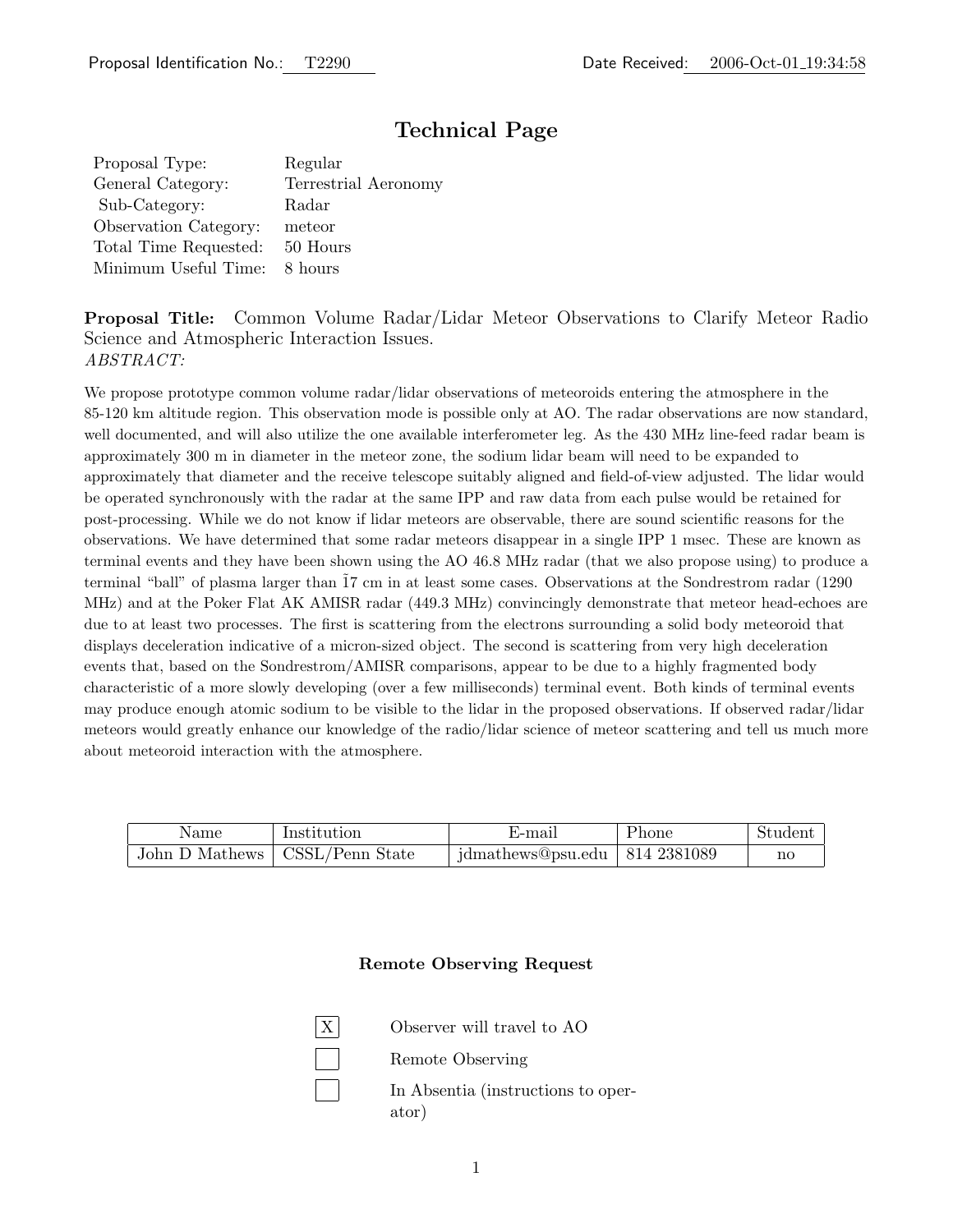Proposal Identification No.: T2290 | Date Received: 2006-Oct-01 19:34:58

# Technical Page

Proposal Type: Regular
General Category: Terrestrial Aeronomy
Sub-Category: Radar
Observation Category: meteor
Total Time Requested: 50 Hours
Minimum Useful Time: 8 hours

**Proposal Title:** Common Volume Radar/Lidar Meteor Observations to Clarify Meteor Radio Science and Atmospheric Interaction Issues.

*ABSTRACT:*

We propose prototype common volume radar/lidar observations of meteoroids entering the atmosphere in the 85-120 km altitude region. This observation mode is possible only at AO. The radar observations are now standard, well documented, and will also utilize the one available interferometer leg. As the 430 MHz line-feed radar beam is approximately 300 m in diameter in the meteor zone, the sodium lidar beam will need to be expanded to approximately that diameter and the receive telescope suitably aligned and field-of-view adjusted. The lidar would be operated synchronously with the radar at the same IPP and raw data from each pulse would be retained for post-processing. While we do not know if lidar meteors are observable, there are sound scientific reasons for the observations. We have determined that some radar meteors disappear in a single IPP 1 msec. These are known as terminal events and they have been shown using the AO 46.8 MHz radar (that we also propose using) to produce a terminal "ball" of plasma larger than ~17 cm in at least some cases. Observations at the Sondrestrom radar (1290 MHz) and at the Poker Flat AK AMISR radar (449.3 MHz) convincingly demonstrate that meteor head-echoes are due to at least two processes. The first is scattering from the electrons surrounding a solid body meteoroid that displays deceleration indicative of a micron-sized object. The second is scattering from very high deceleration events that, based on the Sondrestrom/AMISR comparisons, appear to be due to a highly fragmented body characteristic of a more slowly developing (over a few milliseconds) terminal event. Both kinds of terminal events may produce enough atomic sodium to be visible to the lidar in the proposed observations. If observed radar/lidar meteors would greatly enhance our knowledge of the radio/lidar science of meteor scattering and tell us much more about meteoroid interaction with the atmosphere.

| Name | Institution | E-mail | Phone | Student |
|---|---|---|---|---|
| John D Mathews | CSSL/Penn State | jdmathews@psu.edu | 814 2381089 | no |

### Remote Observing Request

- [X] Observer will travel to AO
- [ ] Remote Observing
- [ ] In Absentia (instructions to operator)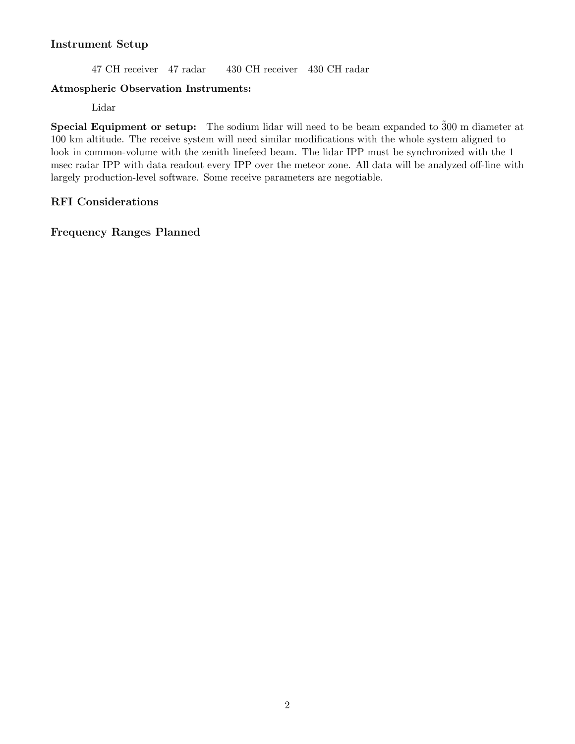### Instrument Setup

47 CH receiver   47 radar   430 CH receiver   430 CH radar

### Atmospheric Observation Instruments:

Lidar

**Special Equipment or setup:** The sodium lidar will need to be beam expanded to $\tilde{3}00$ m diameter at 100 km altitude. The receive system will need similar modifications with the whole system aligned to look in common-volume with the zenith linefeed beam. The lidar IPP must be synchronized with the 1 msec radar IPP with data readout every IPP over the meteor zone. All data will be analyzed off-line with largely production-level software. Some receive parameters are negotiable.

## RFI Considerations

## Frequency Ranges Planned